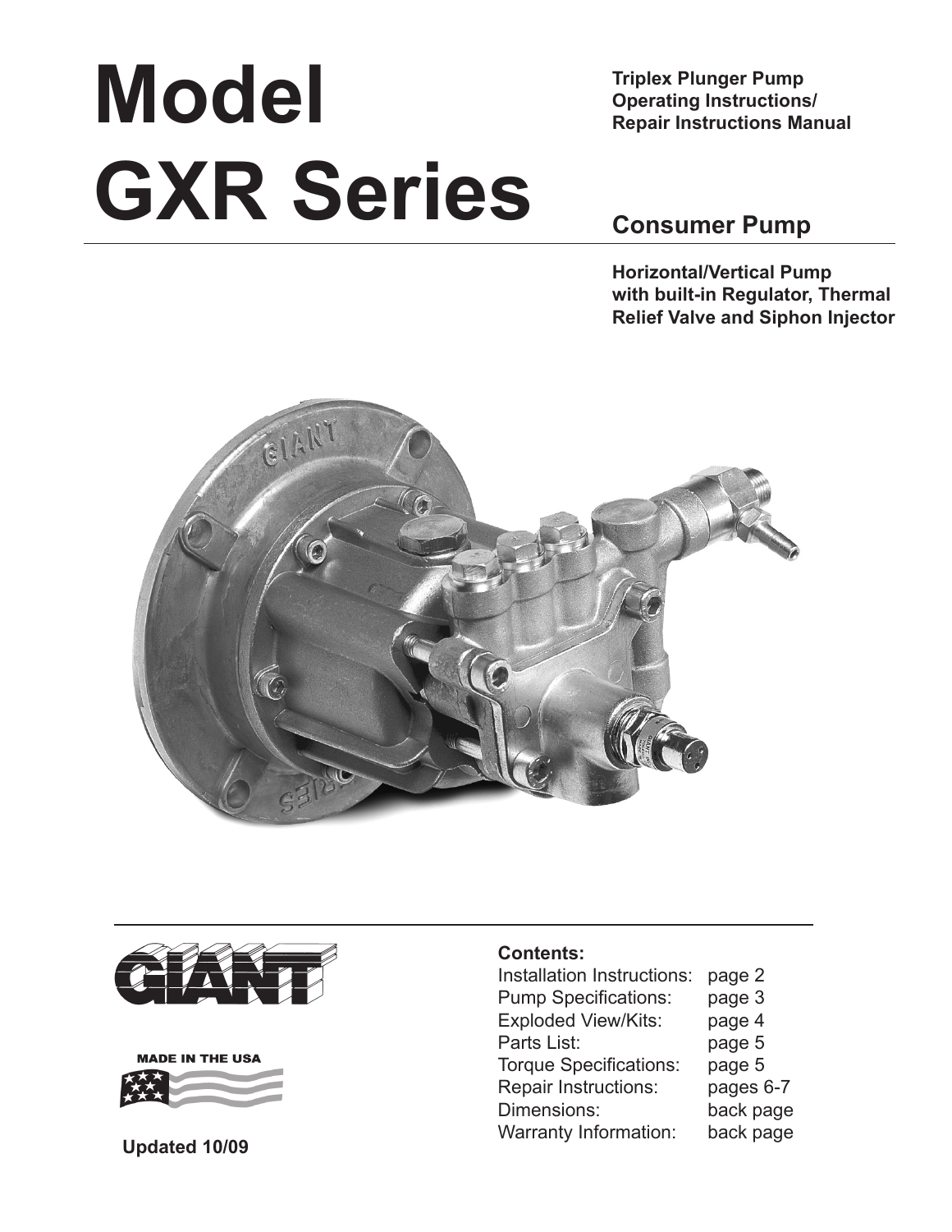# Model GXR Series

**Triplex Plunger Pump Operating Instructions/ Repair Instructions Manual**

## Consumer Pump

**Horizontal/Vertical Pump with built-in Regulator, Thermal Relief Valve and Siphon Injector**

GIANT

MADE IN THE USA

**Updated 10/09**

**Contents:**

| | |
|---|---|
| Installation Instructions: | page 2 |
| Pump Specifications: | page 3 |
| Exploded View/Kits: | page 4 |
| Parts List: | page 5 |
| Torque Specifications: | page 5 |
| Repair Instructions: | pages 6-7 |
| Dimensions: | back page |
| Warranty Information: | back page |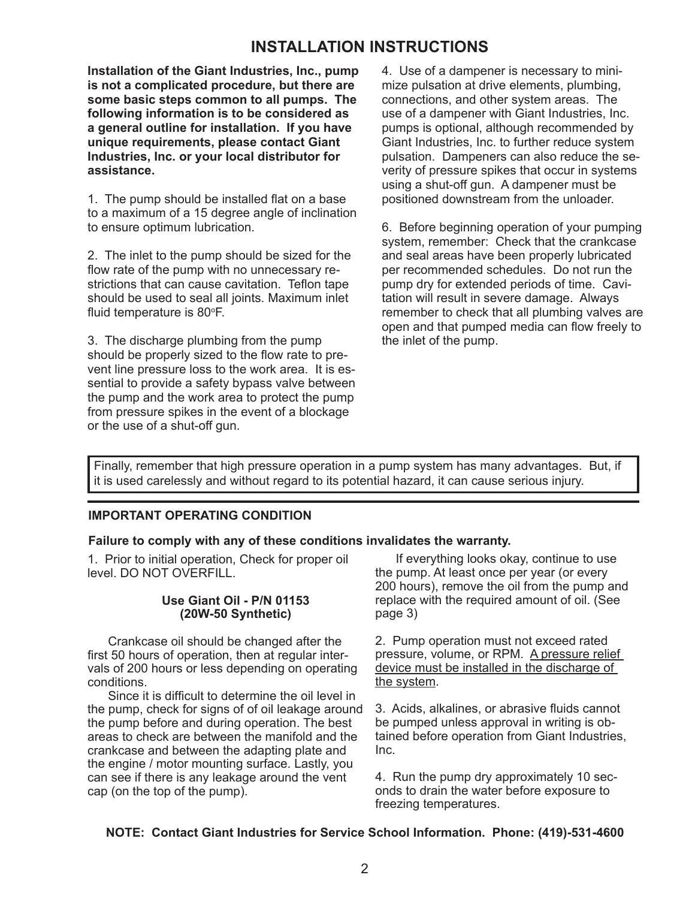# INSTALLATION INSTRUCTIONS

**Installation of the Giant Industries, Inc., pump is not a complicated procedure, but there are some basic steps common to all pumps. The following information is to be considered as a general outline for installation. If you have unique requirements, please contact Giant Industries, Inc. or your local distributor for assistance.**

1. The pump should be installed flat on a base to a maximum of a 15 degree angle of inclination to ensure optimum lubrication.

2. The inlet to the pump should be sized for the flow rate of the pump with no unnecessary restrictions that can cause cavitation. Teflon tape should be used to seal all joints. Maximum inlet fluid temperature is 80°F.

3. The discharge plumbing from the pump should be properly sized to the flow rate to prevent line pressure loss to the work area. It is essential to provide a safety bypass valve between the pump and the work area to protect the pump from pressure spikes in the event of a blockage or the use of a shut-off gun.

4. Use of a dampener is necessary to minimize pulsation at drive elements, plumbing, connections, and other system areas. The use of a dampener with Giant Industries, Inc. pumps is optional, although recommended by Giant Industries, Inc. to further reduce system pulsation. Dampeners can also reduce the severity of pressure spikes that occur in systems using a shut-off gun. A dampener must be positioned downstream from the unloader.

6. Before beginning operation of your pumping system, remember: Check that the crankcase and seal areas have been properly lubricated per recommended schedules. Do not run the pump dry for extended periods of time. Cavitation will result in severe damage. Always remember to check that all plumbing valves are open and that pumped media can flow freely to the inlet of the pump.

Finally, remember that high pressure operation in a pump system has many advantages. But, if it is used carelessly and without regard to its potential hazard, it can cause serious injury.

## IMPORTANT OPERATING CONDITION

**Failure to comply with any of these conditions invalidates the warranty.**

1. Prior to initial operation, Check for proper oil level. DO NOT OVERFILL.

**Use Giant Oil - P/N 01153**
**(20W-50 Synthetic)**

Crankcase oil should be changed after the first 50 hours of operation, then at regular intervals of 200 hours or less depending on operating conditions.

Since it is difficult to determine the oil level in the pump, check for signs of of oil leakage around the pump before and during operation. The best areas to check are between the manifold and the crankcase and between the adapting plate and the engine / motor mounting surface. Lastly, you can see if there is any leakage around the vent cap (on the top of the pump).

If everything looks okay, continue to use the pump. At least once per year (or every 200 hours), remove the oil from the pump and replace with the required amount of oil. (See page 3)

2. Pump operation must not exceed rated pressure, volume, or RPM. <u>A pressure relief device must be installed in the discharge of the system</u>.

3. Acids, alkalines, or abrasive fluids cannot be pumped unless approval in writing is obtained before operation from Giant Industries, Inc.

4. Run the pump dry approximately 10 seconds to drain the water before exposure to freezing temperatures.

**NOTE: Contact Giant Industries for Service School Information. Phone: (419)-531-4600**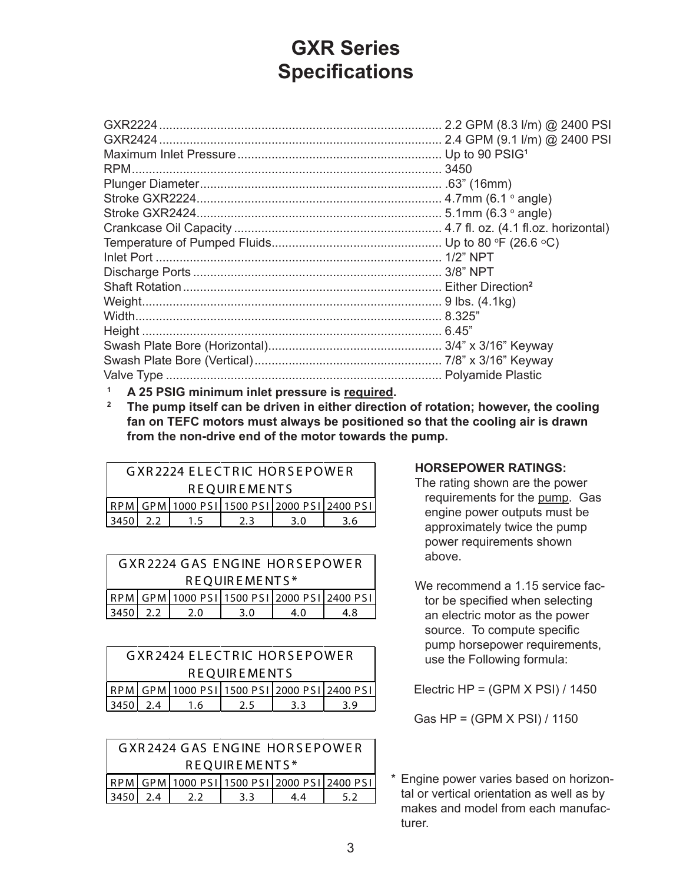# GXR Series Specifications

| | |
|---|---|
| GXR2224 | 2.2 GPM (8.3 l/m) @ 2400 PSI |
| GXR2424 | 2.4 GPM (9.1 l/m) @ 2400 PSI |
| Maximum Inlet Pressure | Up to 90 PSIG[1] |
| RPM | 3450 |
| Plunger Diameter | .63" (16mm) |
| Stroke GXR2224 | 4.7mm (6.1 ° angle) |
| Stroke GXR2424 | 5.1mm (6.3 ° angle) |
| Crankcase Oil Capacity | 4.7 fl. oz. (4.1 fl.oz. horizontal) |
| Temperature of Pumped Fluids | Up to 80 °F (26.6 °C) |
| Inlet Port | 1/2" NPT |
| Discharge Ports | 3/8" NPT |
| Shaft Rotation | Either Direction[2] |
| Weight | 9 lbs. (4.1kg) |
| Width | 8.325" |
| Height | 6.45" |
| Swash Plate Bore (Horizontal) | 3/4" x 3/16" Keyway |
| Swash Plate Bore (Vertical) | 7/8" x 3/16" Keyway |
| Valve Type | Polyamide Plastic |

[1] **A 25 PSIG minimum inlet pressure is required.**

[2] **The pump itself can be driven in either direction of rotation; however, the cooling fan on TEFC motors must always be positioned so that the cooling air is drawn from the non-drive end of the motor towards the pump.**

| GXR2224 ELECTRIC HORSEPOWER REQUIREMENTS | | | | | |
|---|---|---|---|---|---|
| RPM | GPM | 1000 PSI | 1500 PSI | 2000 PSI | 2400 PSI |
| 3450 | 2.2 | 1.5 | 2.3 | 3.0 | 3.6 |

| GXR2224 GAS ENGINE HORSEPOWER REQUIREMENTS* | | | | | |
|---|---|---|---|---|---|
| RPM | GPM | 1000 PSI | 1500 PSI | 2000 PSI | 2400 PSI |
| 3450 | 2.2 | 2.0 | 3.0 | 4.0 | 4.8 |

| GXR2424 ELECTRIC HORSEPOWER REQUIREMENTS | | | | | |
|---|---|---|---|---|---|
| RPM | GPM | 1000 PSI | 1500 PSI | 2000 PSI | 2400 PSI |
| 3450 | 2.4 | 1.6 | 2.5 | 3.3 | 3.9 |

| GXR2424 GAS ENGINE HORSEPOWER REQUIREMENTS* | | | | | |
|---|---|---|---|---|---|
| RPM | GPM | 1000 PSI | 1500 PSI | 2000 PSI | 2400 PSI |
| 3450 | 2.4 | 2.2 | 3.3 | 4.4 | 5.2 |

**HORSEPOWER RATINGS:**

The rating shown are the power requirements for the pump. Gas engine power outputs must be approximately twice the pump power requirements shown above.

We recommend a 1.15 service factor be specified when selecting an electric motor as the power source. To compute specific pump horsepower requirements, use the Following formula:

Electric HP = (GPM X PSI) / 1450

Gas HP = (GPM X PSI) / 1150

\* Engine power varies based on horizontal or vertical orientation as well as by makes and model from each manufacturer.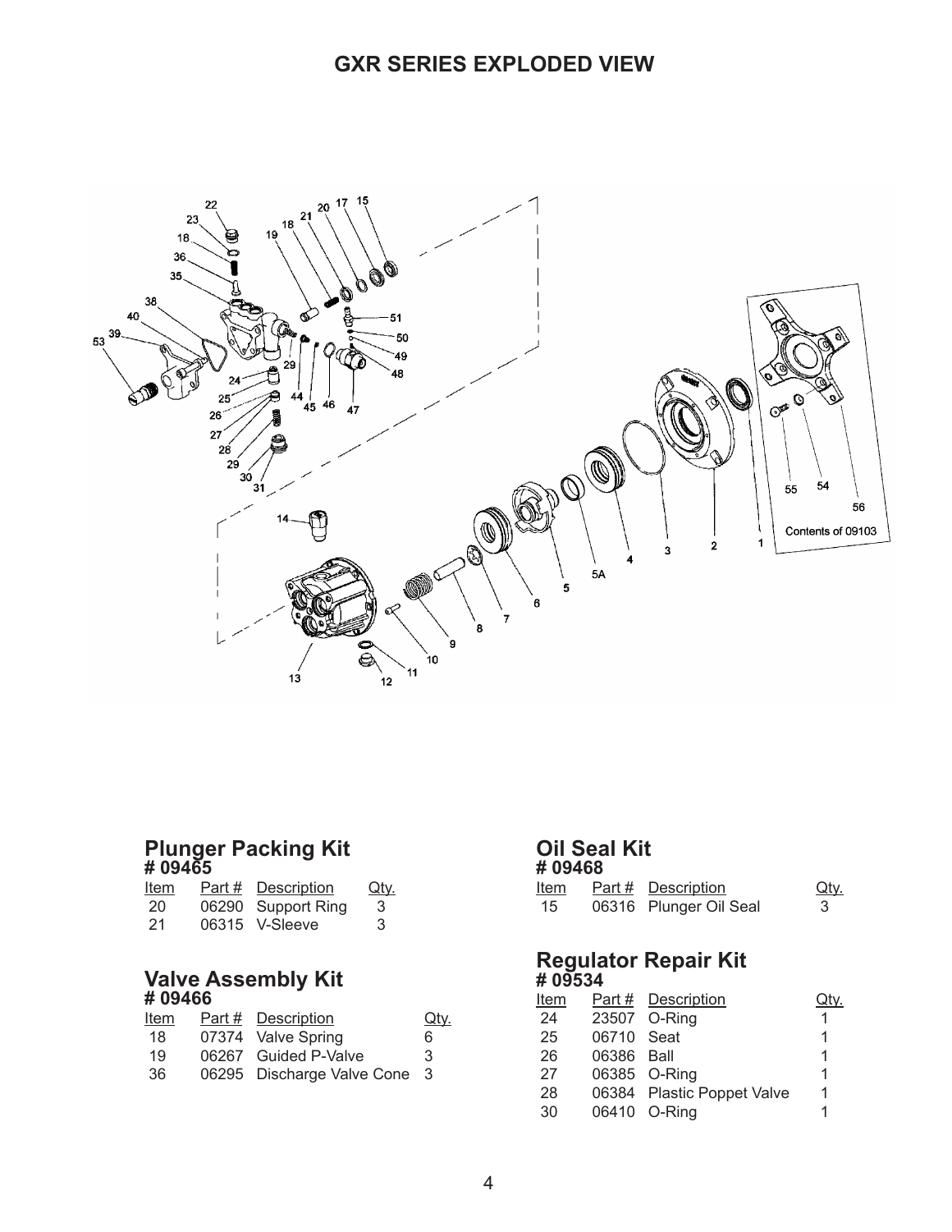# GXR SERIES EXPLODED VIEW

Contents of 09103

## Plunger Packing Kit
### # 09465

| Item | Part # | Description | Qty. |
|---|---|---|---|
| 20 | 06290 | Support Ring | 3 |
| 21 | 06315 | V-Sleeve | 3 |

## Valve Assembly Kit
### # 09466

| Item | Part # | Description | Qty. |
|---|---|---|---|
| 18 | 07374 | Valve Spring | 6 |
| 19 | 06267 | Guided P-Valve | 3 |
| 36 | 06295 | Discharge Valve Cone | 3 |

## Oil Seal Kit
### # 09468

| Item | Part # | Description | Qty. |
|---|---|---|---|
| 15 | 06316 | Plunger Oil Seal | 3 |

## Regulator Repair Kit
### # 09534

| Item | Part # | Description | Qty. |
|---|---|---|---|
| 24 | 23507 | O-Ring | 1 |
| 25 | 06710 | Seat | 1 |
| 26 | 06386 | Ball | 1 |
| 27 | 06385 | O-Ring | 1 |
| 28 | 06384 | Plastic Poppet Valve | 1 |
| 30 | 06410 | O-Ring | 1 |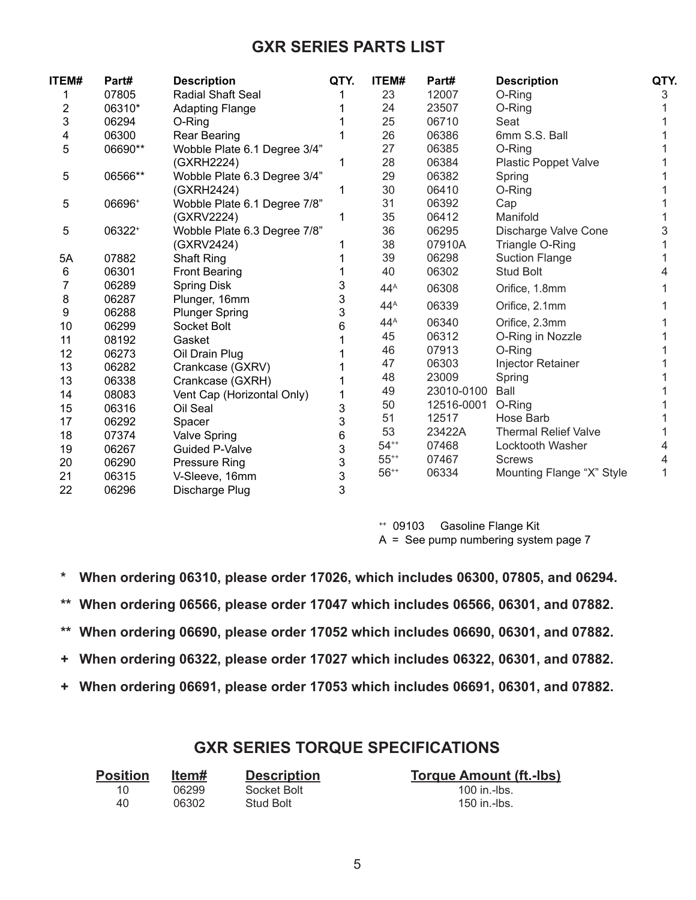## GXR SERIES PARTS LIST

| ITEM# | Part# | Description | QTY. |
|---|---|---|---|
| 1 | 07805 | Radial Shaft Seal | 1 |
| 2 | 06310* | Adapting Flange | 1 |
| 3 | 06294 | O-Ring | 1 |
| 4 | 06300 | Rear Bearing | 1 |
| 5 | 06690** | Wobble Plate 6.1 Degree 3/4" (GXRH2224) | 1 |
| 5 | 06566** | Wobble Plate 6.3 Degree 3/4" (GXRH2424) | 1 |
| 5 | 06696+ | Wobble Plate 6.1 Degree 7/8" (GXRV2224) | 1 |
| 5 | 06322+ | Wobble Plate 6.3 Degree 7/8" (GXRV2424) | 1 |
| 5A | 07882 | Shaft Ring | 1 |
| 6 | 06301 | Front Bearing | 1 |
| 7 | 06289 | Spring Disk | 3 |
| 8 | 06287 | Plunger, 16mm | 3 |
| 9 | 06288 | Plunger Spring | 3 |
| 10 | 06299 | Socket Bolt | 6 |
| 11 | 08192 | Gasket | 1 |
| 12 | 06273 | Oil Drain Plug | 1 |
| 13 | 06282 | Crankcase (GXRV) | 1 |
| 13 | 06338 | Crankcase (GXRH) | 1 |
| 14 | 08083 | Vent Cap (Horizontal Only) | 1 |
| 15 | 06316 | Oil Seal | 3 |
| 17 | 06292 | Spacer | 3 |
| 18 | 07374 | Valve Spring | 6 |
| 19 | 06267 | Guided P-Valve | 3 |
| 20 | 06290 | Pressure Ring | 3 |
| 21 | 06315 | V-Sleeve, 16mm | 3 |
| 22 | 06296 | Discharge Plug | 3 |
| 23 | 12007 | O-Ring | 3 |
| 24 | 23507 | O-Ring | 1 |
| 25 | 06710 | Seat | 1 |
| 26 | 06386 | 6mm S.S. Ball | 1 |
| 27 | 06385 | O-Ring | 1 |
| 28 | 06384 | Plastic Poppet Valve | 1 |
| 29 | 06382 | Spring | 1 |
| 30 | 06410 | O-Ring | 1 |
| 31 | 06392 | Cap | 1 |
| 35 | 06412 | Manifold | 1 |
| 36 | 06295 | Discharge Valve Cone | 3 |
| 38 | 07910A | Triangle O-Ring | 1 |
| 39 | 06298 | Suction Flange | 1 |
| 40 | 06302 | Stud Bolt | 4 |
| 44A | 06308 | Orifice, 1.8mm | 1 |
| 44A | 06339 | Orifice, 2.1mm | 1 |
| 44A | 06340 | Orifice, 2.3mm | 1 |
| 45 | 06312 | O-Ring in Nozzle | 1 |
| 46 | 07913 | O-Ring | 1 |
| 47 | 06303 | Injector Retainer | 1 |
| 48 | 23009 | Spring | 1 |
| 49 | 23010-0100 | Ball | 1 |
| 50 | 12516-0001 | O-Ring | 1 |
| 51 | 12517 | Hose Barb | 1 |
| 53 | 23422A | Thermal Relief Valve | 1 |
| 54++ | 07468 | Locktooth Washer | 4 |
| 55++ | 07467 | Screws | 4 |
| 56++ | 06334 | Mounting Flange "X" Style | 1 |

++ 09103 Gasoline Flange Kit

A = See pump numbering system page 7

- **\* When ordering 06310, please order 17026, which includes 06300, 07805, and 06294.**
- **\*\* When ordering 06566, please order 17047 which includes 06566, 06301, and 07882.**
- **\*\* When ordering 06690, please order 17052 which includes 06690, 06301, and 07882.**
- **+ When ordering 06322, please order 17027 which includes 06322, 06301, and 07882.**
- **+ When ordering 06691, please order 17053 which includes 06691, 06301, and 07882.**

## GXR SERIES TORQUE SPECIFICATIONS

| Position | Item# | Description | Torque Amount (ft.-lbs) |
|---|---|---|---|
| 10 | 06299 | Socket Bolt | 100 in.-lbs. |
| 40 | 06302 | Stud Bolt | 150 in.-lbs. |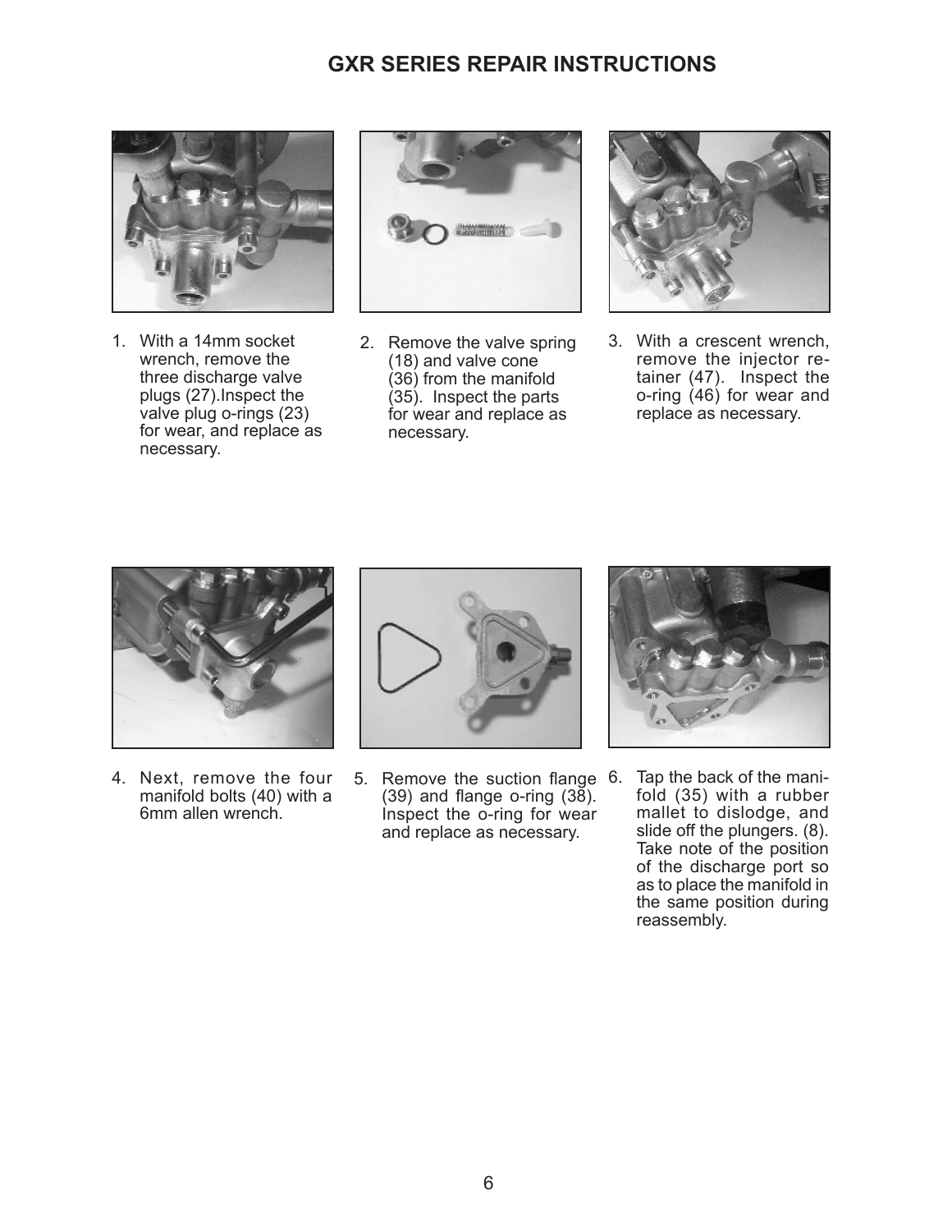# GXR SERIES REPAIR INSTRUCTIONS

1. With a 14mm socket wrench, remove the three discharge valve plugs (27).Inspect the valve plug o-rings (23) for wear, and replace as necessary.

2. Remove the valve spring (18) and valve cone (36) from the manifold (35). Inspect the parts for wear and replace as necessary.

3. With a crescent wrench, remove the injector retainer (47). Inspect the o-ring (46) for wear and replace as necessary.

4. Next, remove the four manifold bolts (40) with a 6mm allen wrench.

5. Remove the suction flange (39) and flange o-ring (38). Inspect the o-ring for wear and replace as necessary.

6. Tap the back of the manifold (35) with a rubber mallet to dislodge, and slide off the plungers. (8). Take note of the position of the discharge port so as to place the manifold in the same position during reassembly.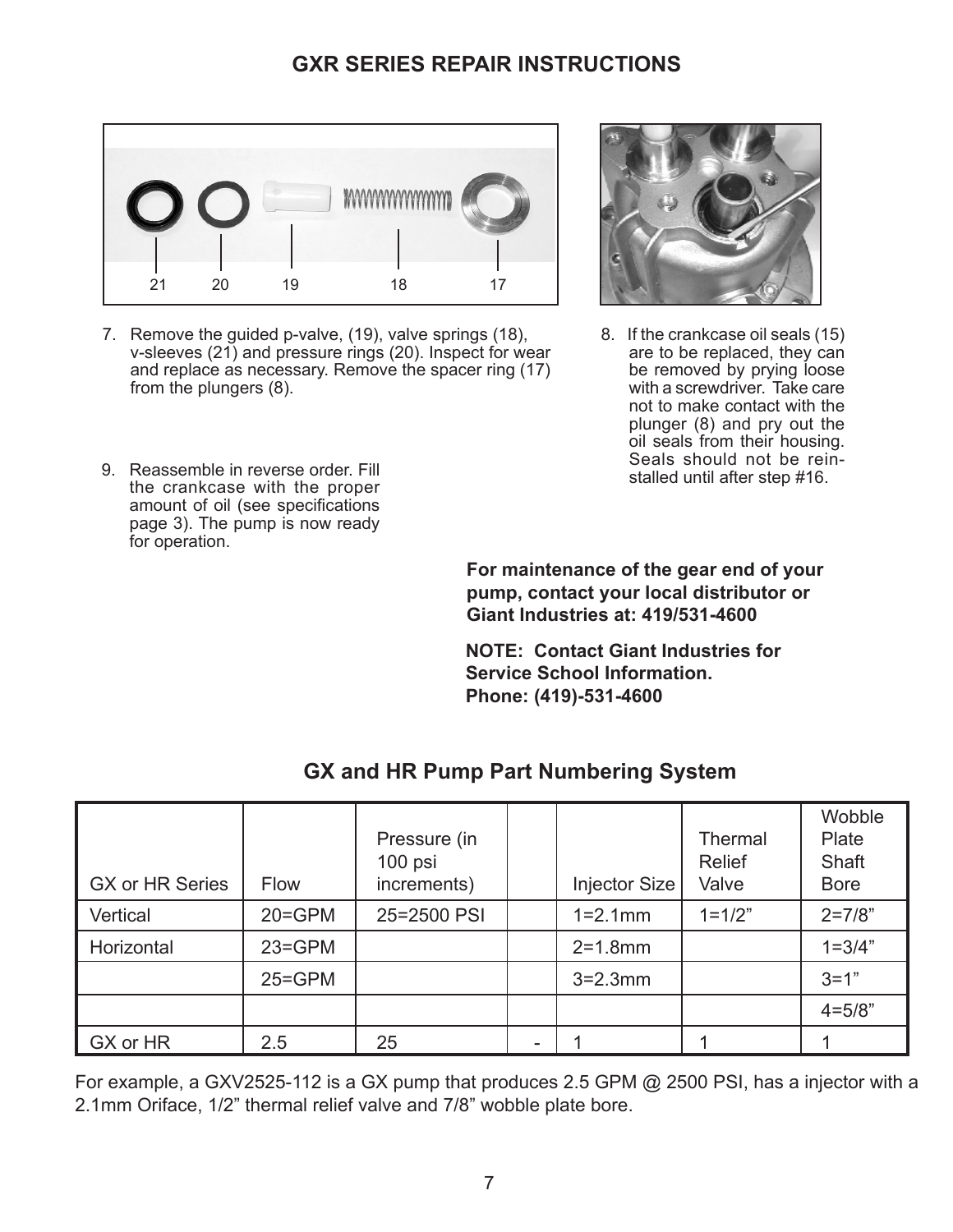# GXR SERIES REPAIR INSTRUCTIONS

21 20 19 18 17

7. Remove the guided p-valve, (19), valve springs (18), v-sleeves (21) and pressure rings (20). Inspect for wear and replace as necessary. Remove the spacer ring (17) from the plungers (8).

8. If the crankcase oil seals (15) are to be replaced, they can be removed by prying loose with a screwdriver. Take care not to make contact with the plunger (8) and pry out the oil seals from their housing. Seals should not be reinstalled until after step #16.

9. Reassemble in reverse order. Fill the crankcase with the proper amount of oil (see specifications page 3). The pump is now ready for operation.

**For maintenance of the gear end of your pump, contact your local distributor or Giant Industries at: 419/531-4600**

**NOTE: Contact Giant Industries for Service School Information. Phone: (419)-531-4600**

## GX and HR Pump Part Numbering System

| GX or HR Series | Flow | Pressure (in 100 psi increments) | | Injector Size | Thermal Relief Valve | Wobble Plate Shaft Bore |
|---|---|---|---|---|---|---|
| Vertical | 20=GPM | 25=2500 PSI | | 1=2.1mm | 1=1/2” | 2=7/8” |
| Horizontal | 23=GPM | | | 2=1.8mm | | 1=3/4” |
| | 25=GPM | | | 3=2.3mm | | 3=1” |
| | | | | | | 4=5/8” |
| GX or HR | 2.5 | 25 | - | 1 | 1 | 1 |

For example, a GXV2525-112 is a GX pump that produces 2.5 GPM @ 2500 PSI, has a injector with a 2.1mm Oriface, 1/2” thermal relief valve and 7/8” wobble plate bore.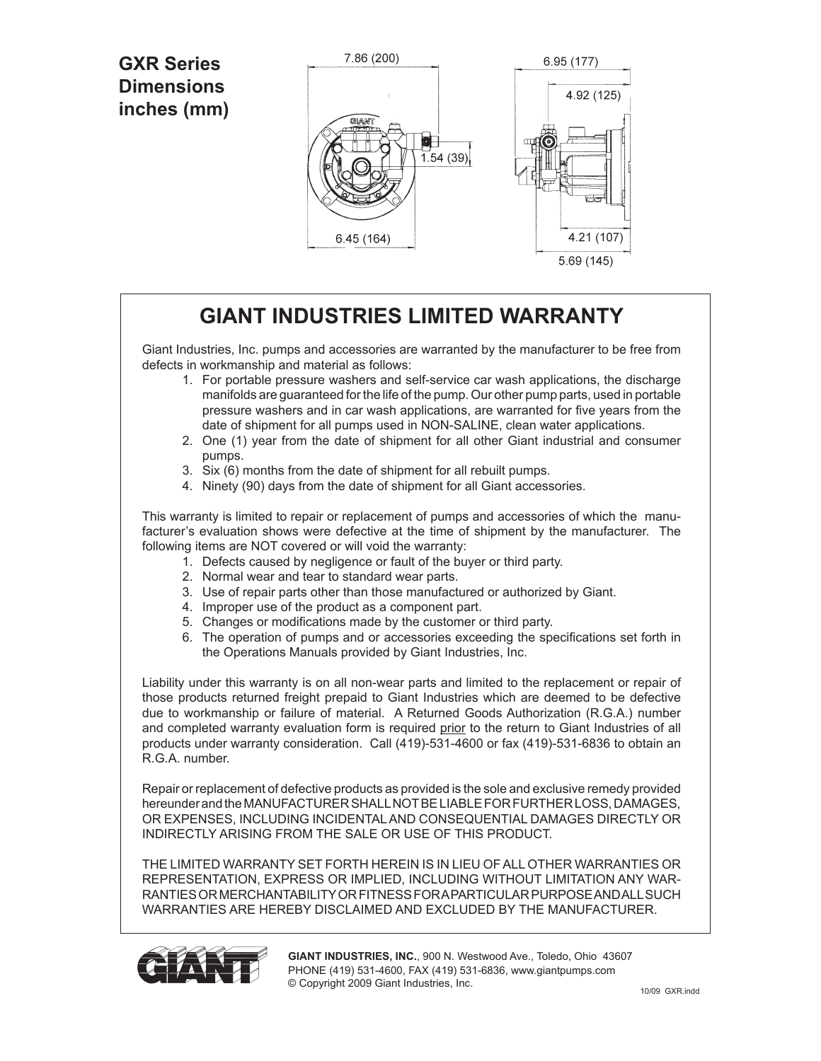## GXR Series Dimensions inches (mm)

7.86 (200)

1.54 (39)

6.45 (164)

6.95 (177)

4.92 (125)

4.21 (107)

5.69 (145)

# GIANT INDUSTRIES LIMITED WARRANTY

Giant Industries, Inc. pumps and accessories are warranted by the manufacturer to be free from defects in workmanship and material as follows:

1. For portable pressure washers and self-service car wash applications, the discharge manifolds are guaranteed for the life of the pump. Our other pump parts, used in portable pressure washers and in car wash applications, are warranted for five years from the date of shipment for all pumps used in NON-SALINE, clean water applications.
2. One (1) year from the date of shipment for all other Giant industrial and consumer pumps.
3. Six (6) months from the date of shipment for all rebuilt pumps.
4. Ninety (90) days from the date of shipment for all Giant accessories.

This warranty is limited to repair or replacement of pumps and accessories of which the manufacturer's evaluation shows were defective at the time of shipment by the manufacturer. The following items are NOT covered or will void the warranty:

1. Defects caused by negligence or fault of the buyer or third party.
2. Normal wear and tear to standard wear parts.
3. Use of repair parts other than those manufactured or authorized by Giant.
4. Improper use of the product as a component part.
5. Changes or modifications made by the customer or third party.
6. The operation of pumps and or accessories exceeding the specifications set forth in the Operations Manuals provided by Giant Industries, Inc.

Liability under this warranty is on all non-wear parts and limited to the replacement or repair of those products returned freight prepaid to Giant Industries which are deemed to be defective due to workmanship or failure of material. A Returned Goods Authorization (R.G.A.) number and completed warranty evaluation form is required prior to the return to Giant Industries of all products under warranty consideration. Call (419)-531-4600 or fax (419)-531-6836 to obtain an R.G.A. number.

Repair or replacement of defective products as provided is the sole and exclusive remedy provided hereunder and the MANUFACTURER SHALL NOT BE LIABLE FOR FURTHER LOSS, DAMAGES, OR EXPENSES, INCLUDING INCIDENTAL AND CONSEQUENTIAL DAMAGES DIRECTLY OR INDIRECTLY ARISING FROM THE SALE OR USE OF THIS PRODUCT.

THE LIMITED WARRANTY SET FORTH HEREIN IS IN LIEU OF ALL OTHER WARRANTIES OR REPRESENTATION, EXPRESS OR IMPLIED, INCLUDING WITHOUT LIMITATION ANY WARRANTIES OR MERCHANTABILITY OR FITNESS FOR A PARTICULAR PURPOSE AND ALL SUCH WARRANTIES ARE HEREBY DISCLAIMED AND EXCLUDED BY THE MANUFACTURER.

**GIANT INDUSTRIES, INC.**, 900 N. Westwood Ave., Toledo, Ohio 43607
PHONE (419) 531-4600, FAX (419) 531-6836, www.giantpumps.com
© Copyright 2009 Giant Industries, Inc.

10/09 GXR.indd